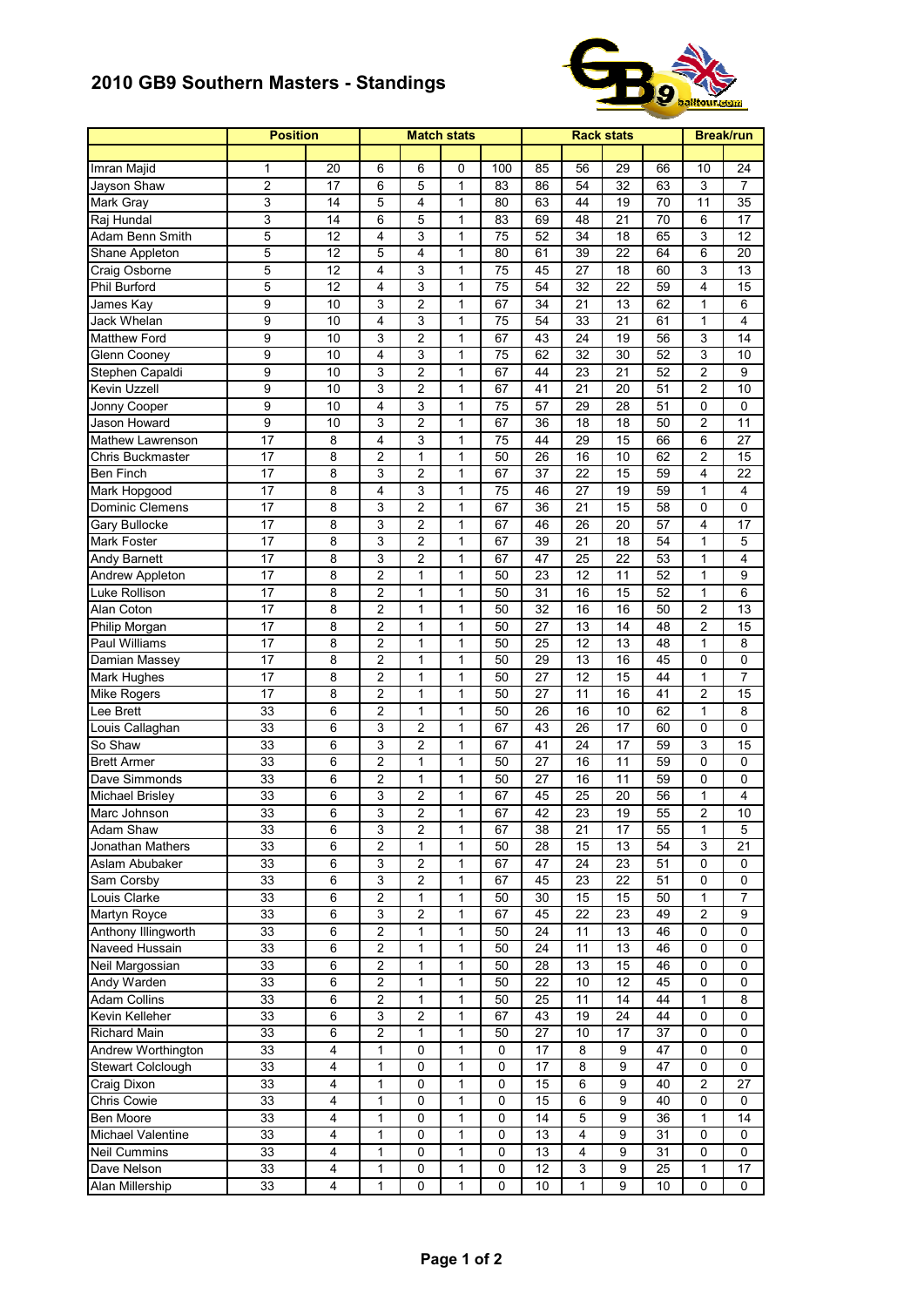# 2010 GB9 Southern Masters - Standings

| | Position | | Match stats | | | | Rack stats | | | | Break/run | |
|---|---|---|---|---|---|---|---|---|---|---|---|---|
| | | | | | | | | | | | | |
| Imran Majid | 1 | 20 | 6 | 6 | 0 | 100 | 85 | 56 | 29 | 66 | 10 | 24 |
| Jayson Shaw | 2 | 17 | 6 | 5 | 1 | 83 | 86 | 54 | 32 | 63 | 3 | 7 |
| Mark Gray | 3 | 14 | 5 | 4 | 1 | 80 | 63 | 44 | 19 | 70 | 11 | 35 |
| Raj Hundal | 3 | 14 | 6 | 5 | 1 | 83 | 69 | 48 | 21 | 70 | 6 | 17 |
| Adam Benn Smith | 5 | 12 | 4 | 3 | 1 | 75 | 52 | 34 | 18 | 65 | 3 | 12 |
| Shane Appleton | 5 | 12 | 5 | 4 | 1 | 80 | 61 | 39 | 22 | 64 | 6 | 20 |
| Craig Osborne | 5 | 12 | 4 | 3 | 1 | 75 | 45 | 27 | 18 | 60 | 3 | 13 |
| Phil Burford | 5 | 12 | 4 | 3 | 1 | 75 | 54 | 32 | 22 | 59 | 4 | 15 |
| James Kay | 9 | 10 | 3 | 2 | 1 | 67 | 34 | 21 | 13 | 62 | 1 | 6 |
| Jack Whelan | 9 | 10 | 4 | 3 | 1 | 75 | 54 | 33 | 21 | 61 | 1 | 4 |
| Matthew Ford | 9 | 10 | 3 | 2 | 1 | 67 | 43 | 24 | 19 | 56 | 3 | 14 |
| Glenn Cooney | 9 | 10 | 4 | 3 | 1 | 75 | 62 | 32 | 30 | 52 | 3 | 10 |
| Stephen Capaldi | 9 | 10 | 3 | 2 | 1 | 67 | 44 | 23 | 21 | 52 | 2 | 9 |
| Kevin Uzzell | 9 | 10 | 3 | 2 | 1 | 67 | 41 | 21 | 20 | 51 | 2 | 10 |
| Jonny Cooper | 9 | 10 | 4 | 3 | 1 | 75 | 57 | 29 | 28 | 51 | 0 | 0 |
| Jason Howard | 9 | 10 | 3 | 2 | 1 | 67 | 36 | 18 | 18 | 50 | 2 | 11 |
| Mathew Lawrenson | 17 | 8 | 4 | 3 | 1 | 75 | 44 | 29 | 15 | 66 | 6 | 27 |
| Chris Buckmaster | 17 | 8 | 2 | 1 | 1 | 50 | 26 | 16 | 10 | 62 | 2 | 15 |
| Ben Finch | 17 | 8 | 3 | 2 | 1 | 67 | 37 | 22 | 15 | 59 | 4 | 22 |
| Mark Hopgood | 17 | 8 | 4 | 3 | 1 | 75 | 46 | 27 | 19 | 59 | 1 | 4 |
| Dominic Clemens | 17 | 8 | 3 | 2 | 1 | 67 | 36 | 21 | 15 | 58 | 0 | 0 |
| Gary Bullocke | 17 | 8 | 3 | 2 | 1 | 67 | 46 | 26 | 20 | 57 | 4 | 17 |
| Mark Foster | 17 | 8 | 3 | 2 | 1 | 67 | 39 | 21 | 18 | 54 | 1 | 5 |
| Andy Barnett | 17 | 8 | 3 | 2 | 1 | 67 | 47 | 25 | 22 | 53 | 1 | 4 |
| Andrew Appleton | 17 | 8 | 2 | 1 | 1 | 50 | 23 | 12 | 11 | 52 | 1 | 9 |
| Luke Rollison | 17 | 8 | 2 | 1 | 1 | 50 | 31 | 16 | 15 | 52 | 1 | 6 |
| Alan Coton | 17 | 8 | 2 | 1 | 1 | 50 | 32 | 16 | 16 | 50 | 2 | 13 |
| Philip Morgan | 17 | 8 | 2 | 1 | 1 | 50 | 27 | 13 | 14 | 48 | 2 | 15 |
| Paul Williams | 17 | 8 | 2 | 1 | 1 | 50 | 25 | 12 | 13 | 48 | 1 | 8 |
| Damian Massey | 17 | 8 | 2 | 1 | 1 | 50 | 29 | 13 | 16 | 45 | 0 | 0 |
| Mark Hughes | 17 | 8 | 2 | 1 | 1 | 50 | 27 | 12 | 15 | 44 | 1 | 7 |
| Mike Rogers | 17 | 8 | 2 | 1 | 1 | 50 | 27 | 11 | 16 | 41 | 2 | 15 |
| Lee Brett | 33 | 6 | 2 | 1 | 1 | 50 | 26 | 16 | 10 | 62 | 1 | 8 |
| Louis Callaghan | 33 | 6 | 3 | 2 | 1 | 67 | 43 | 26 | 17 | 60 | 0 | 0 |
| So Shaw | 33 | 6 | 3 | 2 | 1 | 67 | 41 | 24 | 17 | 59 | 3 | 15 |
| Brett Armer | 33 | 6 | 2 | 1 | 1 | 50 | 27 | 16 | 11 | 59 | 0 | 0 |
| Dave Simmonds | 33 | 6 | 2 | 1 | 1 | 50 | 27 | 16 | 11 | 59 | 0 | 0 |
| Michael Brisley | 33 | 6 | 3 | 2 | 1 | 67 | 45 | 25 | 20 | 56 | 1 | 4 |
| Marc Johnson | 33 | 6 | 3 | 2 | 1 | 67 | 42 | 23 | 19 | 55 | 2 | 10 |
| Adam Shaw | 33 | 6 | 3 | 2 | 1 | 67 | 38 | 21 | 17 | 55 | 1 | 5 |
| Jonathan Mathers | 33 | 6 | 2 | 1 | 1 | 50 | 28 | 15 | 13 | 54 | 3 | 21 |
| Aslam Abubaker | 33 | 6 | 3 | 2 | 1 | 67 | 47 | 24 | 23 | 51 | 0 | 0 |
| Sam Corsby | 33 | 6 | 3 | 2 | 1 | 67 | 45 | 23 | 22 | 51 | 0 | 0 |
| Louis Clarke | 33 | 6 | 2 | 1 | 1 | 50 | 30 | 15 | 15 | 50 | 1 | 7 |
| Martyn Royce | 33 | 6 | 3 | 2 | 1 | 67 | 45 | 22 | 23 | 49 | 2 | 9 |
| Anthony Illingworth | 33 | 6 | 2 | 1 | 1 | 50 | 24 | 11 | 13 | 46 | 0 | 0 |
| Naveed Hussain | 33 | 6 | 2 | 1 | 1 | 50 | 24 | 11 | 13 | 46 | 0 | 0 |
| Neil Margossian | 33 | 6 | 2 | 1 | 1 | 50 | 28 | 13 | 15 | 46 | 0 | 0 |
| Andy Warden | 33 | 6 | 2 | 1 | 1 | 50 | 22 | 10 | 12 | 45 | 0 | 0 |
| Adam Collins | 33 | 6 | 2 | 1 | 1 | 50 | 25 | 11 | 14 | 44 | 1 | 8 |
| Kevin Kelleher | 33 | 6 | 3 | 2 | 1 | 67 | 43 | 19 | 24 | 44 | 0 | 0 |
| Richard Main | 33 | 6 | 2 | 1 | 1 | 50 | 27 | 10 | 17 | 37 | 0 | 0 |
| Andrew Worthington | 33 | 4 | 1 | 0 | 1 | 0 | 17 | 8 | 9 | 47 | 0 | 0 |
| Stewart Colclough | 33 | 4 | 1 | 0 | 1 | 0 | 17 | 8 | 9 | 47 | 0 | 0 |
| Craig Dixon | 33 | 4 | 1 | 0 | 1 | 0 | 15 | 6 | 9 | 40 | 2 | 27 |
| Chris Cowie | 33 | 4 | 1 | 0 | 1 | 0 | 15 | 6 | 9 | 40 | 0 | 0 |
| Ben Moore | 33 | 4 | 1 | 0 | 1 | 0 | 14 | 5 | 9 | 36 | 1 | 14 |
| Michael Valentine | 33 | 4 | 1 | 0 | 1 | 0 | 13 | 4 | 9 | 31 | 0 | 0 |
| Neil Cummins | 33 | 4 | 1 | 0 | 1 | 0 | 13 | 4 | 9 | 31 | 0 | 0 |
| Dave Nelson | 33 | 4 | 1 | 0 | 1 | 0 | 12 | 3 | 9 | 25 | 1 | 17 |
| Alan Millership | 33 | 4 | 1 | 0 | 1 | 0 | 10 | 1 | 9 | 10 | 0 | 0 |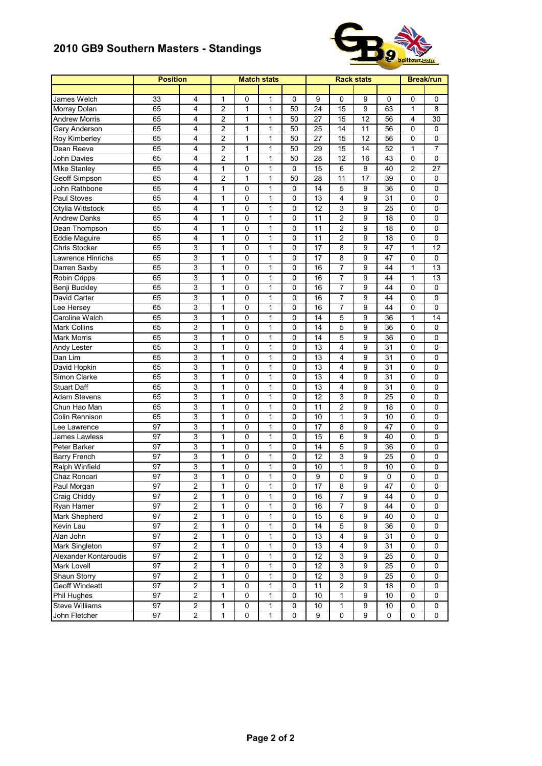## 2010 GB9 Southern Masters - Standings

| | Position | | Match stats | | | | Rack stats | | | | Break/run | |
|---|---|---|---|---|---|---|---|---|---|---|---|---|
| | | | | | | | | | | | | |
| James Welch | 33 | 4 | 1 | 0 | 1 | 0 | 9 | 0 | 9 | 0 | 0 | 0 |
| Morray Dolan | 65 | 4 | 2 | 1 | 1 | 50 | 24 | 15 | 9 | 63 | 1 | 8 |
| Andrew Morris | 65 | 4 | 2 | 1 | 1 | 50 | 27 | 15 | 12 | 56 | 4 | 30 |
| Gary Anderson | 65 | 4 | 2 | 1 | 1 | 50 | 25 | 14 | 11 | 56 | 0 | 0 |
| Roy Kimberley | 65 | 4 | 2 | 1 | 1 | 50 | 27 | 15 | 12 | 56 | 0 | 0 |
| Dean Reeve | 65 | 4 | 2 | 1 | 1 | 50 | 29 | 15 | 14 | 52 | 1 | 7 |
| John Davies | 65 | 4 | 2 | 1 | 1 | 50 | 28 | 12 | 16 | 43 | 0 | 0 |
| Mike Stanley | 65 | 4 | 1 | 0 | 1 | 0 | 15 | 6 | 9 | 40 | 2 | 27 |
| Geoff Simpson | 65 | 4 | 2 | 1 | 1 | 50 | 28 | 11 | 17 | 39 | 0 | 0 |
| John Rathbone | 65 | 4 | 1 | 0 | 1 | 0 | 14 | 5 | 9 | 36 | 0 | 0 |
| Paul Stoves | 65 | 4 | 1 | 0 | 1 | 0 | 13 | 4 | 9 | 31 | 0 | 0 |
| Otylia Wittstock | 65 | 4 | 1 | 0 | 1 | 0 | 12 | 3 | 9 | 25 | 0 | 0 |
| Andrew Danks | 65 | 4 | 1 | 0 | 1 | 0 | 11 | 2 | 9 | 18 | 0 | 0 |
| Dean Thompson | 65 | 4 | 1 | 0 | 1 | 0 | 11 | 2 | 9 | 18 | 0 | 0 |
| Eddie Maguire | 65 | 4 | 1 | 0 | 1 | 0 | 11 | 2 | 9 | 18 | 0 | 0 |
| Chris Stocker | 65 | 3 | 1 | 0 | 1 | 0 | 17 | 8 | 9 | 47 | 1 | 12 |
| Lawrence Hinrichs | 65 | 3 | 1 | 0 | 1 | 0 | 17 | 8 | 9 | 47 | 0 | 0 |
| Darren Saxby | 65 | 3 | 1 | 0 | 1 | 0 | 16 | 7 | 9 | 44 | 1 | 13 |
| Robin Cripps | 65 | 3 | 1 | 0 | 1 | 0 | 16 | 7 | 9 | 44 | 1 | 13 |
| Benji Buckley | 65 | 3 | 1 | 0 | 1 | 0 | 16 | 7 | 9 | 44 | 0 | 0 |
| David Carter | 65 | 3 | 1 | 0 | 1 | 0 | 16 | 7 | 9 | 44 | 0 | 0 |
| Lee Hersey | 65 | 3 | 1 | 0 | 1 | 0 | 16 | 7 | 9 | 44 | 0 | 0 |
| Caroline Walch | 65 | 3 | 1 | 0 | 1 | 0 | 14 | 5 | 9 | 36 | 1 | 14 |
| Mark Collins | 65 | 3 | 1 | 0 | 1 | 0 | 14 | 5 | 9 | 36 | 0 | 0 |
| Mark Morris | 65 | 3 | 1 | 0 | 1 | 0 | 14 | 5 | 9 | 36 | 0 | 0 |
| Andy Lester | 65 | 3 | 1 | 0 | 1 | 0 | 13 | 4 | 9 | 31 | 0 | 0 |
| Dan Lim | 65 | 3 | 1 | 0 | 1 | 0 | 13 | 4 | 9 | 31 | 0 | 0 |
| David Hopkin | 65 | 3 | 1 | 0 | 1 | 0 | 13 | 4 | 9 | 31 | 0 | 0 |
| Simon Clarke | 65 | 3 | 1 | 0 | 1 | 0 | 13 | 4 | 9 | 31 | 0 | 0 |
| Stuart Daff | 65 | 3 | 1 | 0 | 1 | 0 | 13 | 4 | 9 | 31 | 0 | 0 |
| Adam Stevens | 65 | 3 | 1 | 0 | 1 | 0 | 12 | 3 | 9 | 25 | 0 | 0 |
| Chun Hao Man | 65 | 3 | 1 | 0 | 1 | 0 | 11 | 2 | 9 | 18 | 0 | 0 |
| Colin Rennison | 65 | 3 | 1 | 0 | 1 | 0 | 10 | 1 | 9 | 10 | 0 | 0 |
| Lee Lawrence | 97 | 3 | 1 | 0 | 1 | 0 | 17 | 8 | 9 | 47 | 0 | 0 |
| James Lawless | 97 | 3 | 1 | 0 | 1 | 0 | 15 | 6 | 9 | 40 | 0 | 0 |
| Peter Barker | 97 | 3 | 1 | 0 | 1 | 0 | 14 | 5 | 9 | 36 | 0 | 0 |
| Barry French | 97 | 3 | 1 | 0 | 1 | 0 | 12 | 3 | 9 | 25 | 0 | 0 |
| Ralph Winfield | 97 | 3 | 1 | 0 | 1 | 0 | 10 | 1 | 9 | 10 | 0 | 0 |
| Chaz Roncari | 97 | 3 | 1 | 0 | 1 | 0 | 9 | 0 | 9 | 0 | 0 | 0 |
| Paul Morgan | 97 | 2 | 1 | 0 | 1 | 0 | 17 | 8 | 9 | 47 | 0 | 0 |
| Craig Chiddy | 97 | 2 | 1 | 0 | 1 | 0 | 16 | 7 | 9 | 44 | 0 | 0 |
| Ryan Hamer | 97 | 2 | 1 | 0 | 1 | 0 | 16 | 7 | 9 | 44 | 0 | 0 |
| Mark Shepherd | 97 | 2 | 1 | 0 | 1 | 0 | 15 | 6 | 9 | 40 | 0 | 0 |
| Kevin Lau | 97 | 2 | 1 | 0 | 1 | 0 | 14 | 5 | 9 | 36 | 0 | 0 |
| Alan John | 97 | 2 | 1 | 0 | 1 | 0 | 13 | 4 | 9 | 31 | 0 | 0 |
| Mark Singleton | 97 | 2 | 1 | 0 | 1 | 0 | 13 | 4 | 9 | 31 | 0 | 0 |
| Alexander Kontaroudis | 97 | 2 | 1 | 0 | 1 | 0 | 12 | 3 | 9 | 25 | 0 | 0 |
| Mark Lovell | 97 | 2 | 1 | 0 | 1 | 0 | 12 | 3 | 9 | 25 | 0 | 0 |
| Shaun Storry | 97 | 2 | 1 | 0 | 1 | 0 | 12 | 3 | 9 | 25 | 0 | 0 |
| Geoff Windeatt | 97 | 2 | 1 | 0 | 1 | 0 | 11 | 2 | 9 | 18 | 0 | 0 |
| Phil Hughes | 97 | 2 | 1 | 0 | 1 | 0 | 10 | 1 | 9 | 10 | 0 | 0 |
| Steve Williams | 97 | 2 | 1 | 0 | 1 | 0 | 10 | 1 | 9 | 10 | 0 | 0 |
| John Fletcher | 97 | 2 | 1 | 0 | 1 | 0 | 9 | 0 | 9 | 0 | 0 | 0 |